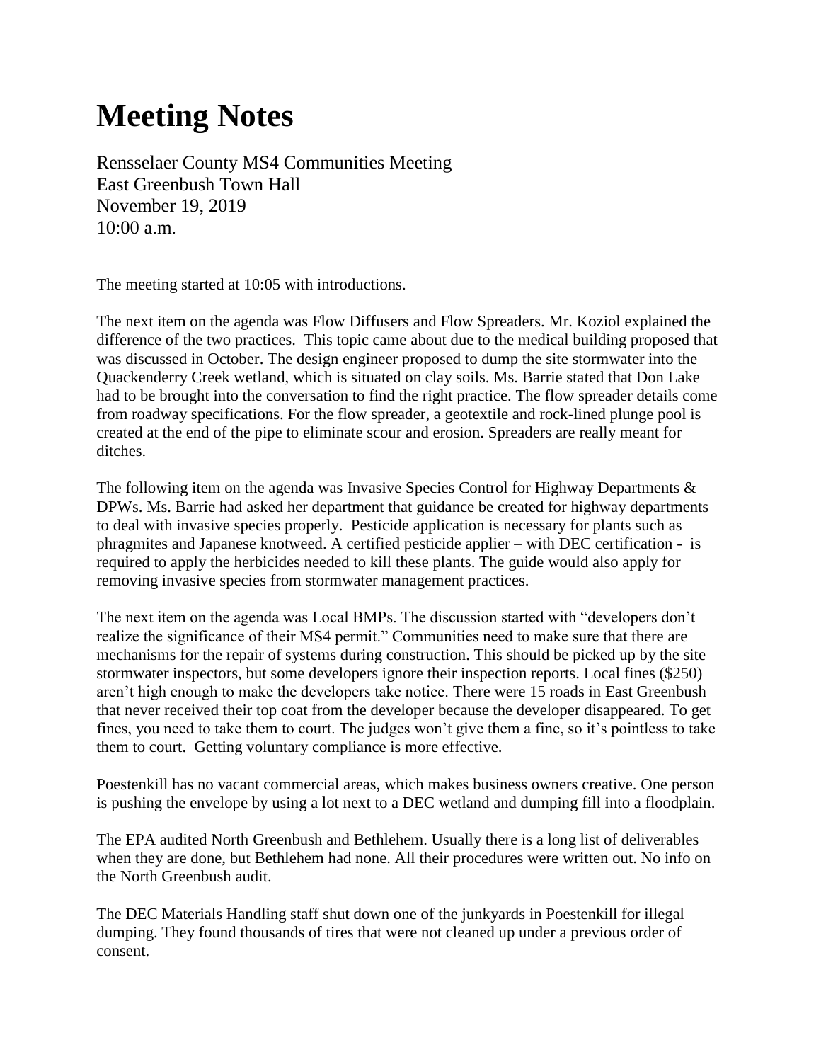# Meeting Notes

Rensselaer County MS4 Communities Meeting
East Greenbush Town Hall
November 19, 2019
10:00 a.m.

The meeting started at 10:05 with introductions.

The next item on the agenda was Flow Diffusers and Flow Spreaders. Mr. Koziol explained the difference of the two practices. This topic came about due to the medical building proposed that was discussed in October. The design engineer proposed to dump the site stormwater into the Quackenderry Creek wetland, which is situated on clay soils. Ms. Barrie stated that Don Lake had to be brought into the conversation to find the right practice. The flow spreader details come from roadway specifications. For the flow spreader, a geotextile and rock-lined plunge pool is created at the end of the pipe to eliminate scour and erosion. Spreaders are really meant for ditches.

The following item on the agenda was Invasive Species Control for Highway Departments & DPWs. Ms. Barrie had asked her department that guidance be created for highway departments to deal with invasive species properly. Pesticide application is necessary for plants such as phragmites and Japanese knotweed. A certified pesticide applier – with DEC certification - is required to apply the herbicides needed to kill these plants. The guide would also apply for removing invasive species from stormwater management practices.

The next item on the agenda was Local BMPs. The discussion started with "developers don't realize the significance of their MS4 permit." Communities need to make sure that there are mechanisms for the repair of systems during construction. This should be picked up by the site stormwater inspectors, but some developers ignore their inspection reports. Local fines ($250) aren't high enough to make the developers take notice. There were 15 roads in East Greenbush that never received their top coat from the developer because the developer disappeared. To get fines, you need to take them to court. The judges won't give them a fine, so it's pointless to take them to court. Getting voluntary compliance is more effective.

Poestenkill has no vacant commercial areas, which makes business owners creative. One person is pushing the envelope by using a lot next to a DEC wetland and dumping fill into a floodplain.

The EPA audited North Greenbush and Bethlehem. Usually there is a long list of deliverables when they are done, but Bethlehem had none. All their procedures were written out. No info on the North Greenbush audit.

The DEC Materials Handling staff shut down one of the junkyards in Poestenkill for illegal dumping. They found thousands of tires that were not cleaned up under a previous order of consent.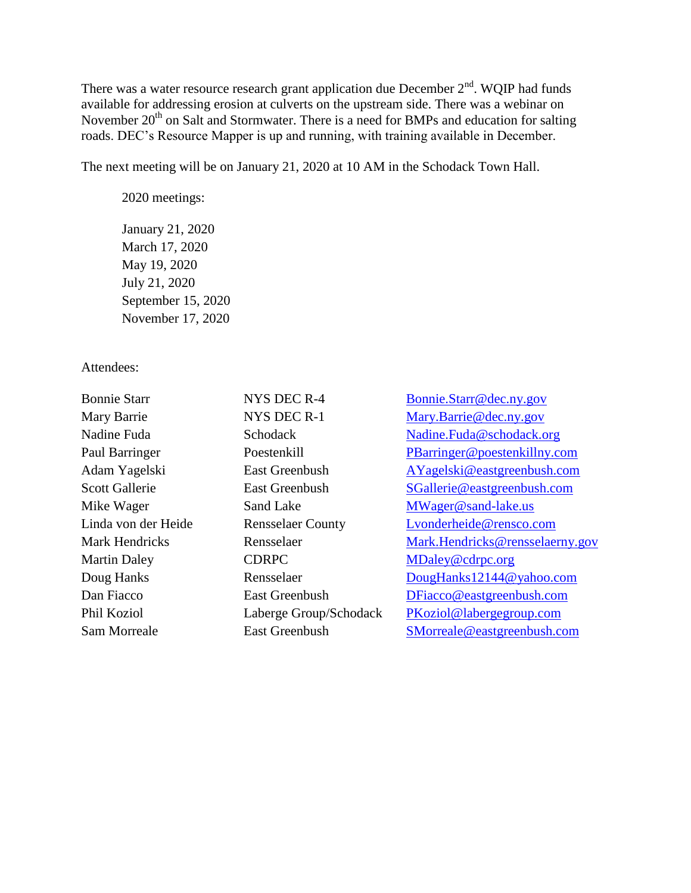There was a water resource research grant application due December 2nd. WQIP had funds available for addressing erosion at culverts on the upstream side. There was a webinar on November 20th on Salt and Stormwater. There is a need for BMPs and education for salting roads. DEC's Resource Mapper is up and running, with training available in December.

The next meeting will be on January 21, 2020 at 10 AM in the Schodack Town Hall.

2020 meetings:

January 21, 2020
March 17, 2020
May 19, 2020
July 21, 2020
September 15, 2020
November 17, 2020

Attendees:

| | | |
|---|---|---|
| Bonnie Starr | NYS DEC R-4 | Bonnie.Starr@dec.ny.gov |
| Mary Barrie | NYS DEC R-1 | Mary.Barrie@dec.ny.gov |
| Nadine Fuda | Schodack | Nadine.Fuda@schodack.org |
| Paul Barringer | Poestenkill | PBarringer@poestenkillny.com |
| Adam Yagelski | East Greenbush | AYagelski@eastgreenbush.com |
| Scott Gallerie | East Greenbush | SGallerie@eastgreenbush.com |
| Mike Wager | Sand Lake | MWager@sand-lake.us |
| Linda von der Heide | Rensselaer County | Lvonderheide@rensco.com |
| Mark Hendricks | Rensselaer | Mark.Hendricks@rensselaerny.gov |
| Martin Daley | CDRPC | MDaley@cdrpc.org |
| Doug Hanks | Rensselaer | DougHanks12144@yahoo.com |
| Dan Fiacco | East Greenbush | DFiacco@eastgreenbush.com |
| Phil Koziol | Laberge Group/Schodack | PKoziol@labergegroup.com |
| Sam Morreale | East Greenbush | SMorreale@eastgreenbush.com |